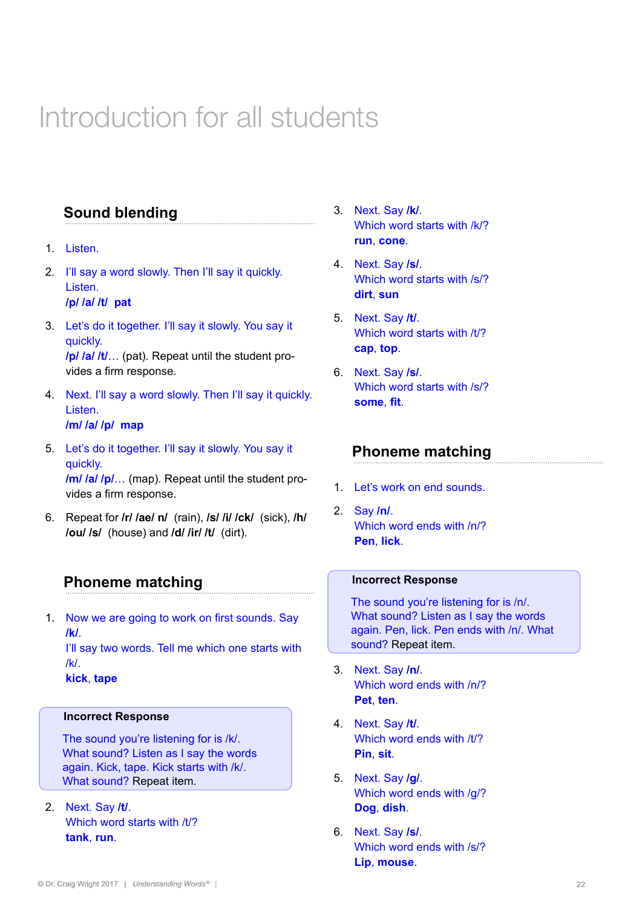# Introduction for all students

## Sound blending

1. Listen.
2. I'll say a word slowly. Then I'll say it quickly. Listen.
   **/p/ /a/ /t/  pat**
3. Let's do it together. I'll say it slowly. You say it quickly.
   **/p/ /a/ /t/**… (pat). Repeat until the student provides a firm response.
4. Next. I'll say a word slowly. Then I'll say it quickly. Listen.
   **/m/ /a/ /p/  map**
5. Let's do it together. I'll say it slowly. You say it quickly.
   **/m/ /a/ /p/**… (map). Repeat until the student provides a firm response.
6. Repeat for **/r/ /ae/ n/** (rain), **/s/ /i/ /ck/** (sick), **/h/ /ou/ /s/** (house) and **/d/ /ir/ /t/** (dirt).

## Phoneme matching

1. Now we are going to work on first sounds. Say **/k/**.
   I'll say two words. Tell me which one starts with /k/.
   **kick**, **tape**

> **Incorrect Response**
>
> The sound you're listening for is /k/. What sound? Listen as I say the words again. Kick, tape. Kick starts with /k/. What sound? Repeat item.

2. Next. Say **/t/**.
   Which word starts with /t/?
   **tank**, **run**.
3. Next. Say **/k/**.
   Which word starts with /k/?
   **run**, **cone**.
4. Next. Say **/s/**.
   Which word starts with /s/?
   **dirt**, **sun**
5. Next. Say **/t/**.
   Which word starts with /t/?
   **cap**, **top**.
6. Next. Say **/s/**.
   Which word starts with /s/?
   **some**, **fit**.

## Phoneme matching

1. Let's work on end sounds.
2. Say **/n/**.
   Which word ends with /n/?
   **Pen**, **lick**.

> **Incorrect Response**
>
> The sound you're listening for is /n/. What sound? Listen as I say the words again. Pen, lick. Pen ends with /n/. What sound? Repeat item.

3. Next. Say **/n/**.
   Which word ends with /n/?
   **Pet**, **ten**.
4. Next. Say **/t/**.
   Which word ends with /t/?
   **Pin**, **sit**.
5. Next. Say **/g/**.
   Which word ends with /g/?
   **Dog**, **dish**.
6. Next. Say **/s/**.
   Which word ends with /s/?
   **Lip**, **mouse**.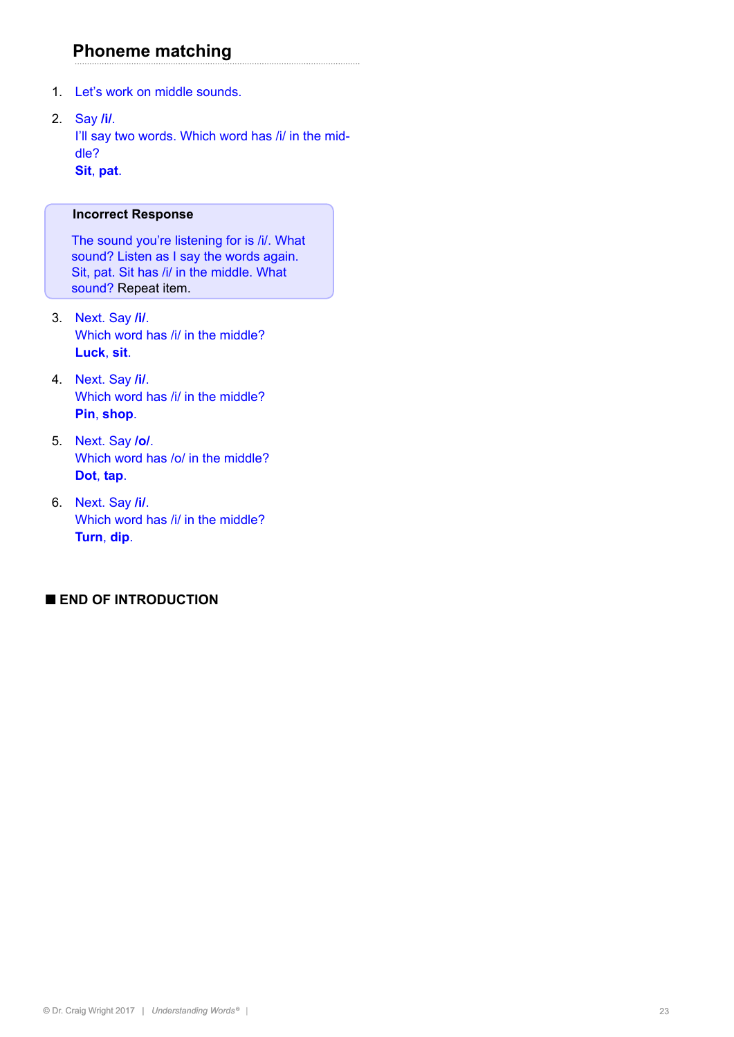## Phoneme matching

1. Let's work on middle sounds.

2. Say **/i/**.
   I'll say two words. Which word has /i/ in the middle?
   **Sit**, **pat**.

> **Incorrect Response**
>
> The sound you're listening for is /i/. What sound? Listen as I say the words again. Sit, pat. Sit has /i/ in the middle. What sound? Repeat item.

3. Next. Say **/i/**.
   Which word has /i/ in the middle?
   **Luck**, **sit**.

4. Next. Say **/i/**.
   Which word has /i/ in the middle?
   **Pin**, **shop**.

5. Next. Say **/o/**.
   Which word has /o/ in the middle?
   **Dot**, **tap**.

6. Next. Say **/i/**.
   Which word has /i/ in the middle?
   **Turn**, **dip**.

■ **END OF INTRODUCTION**